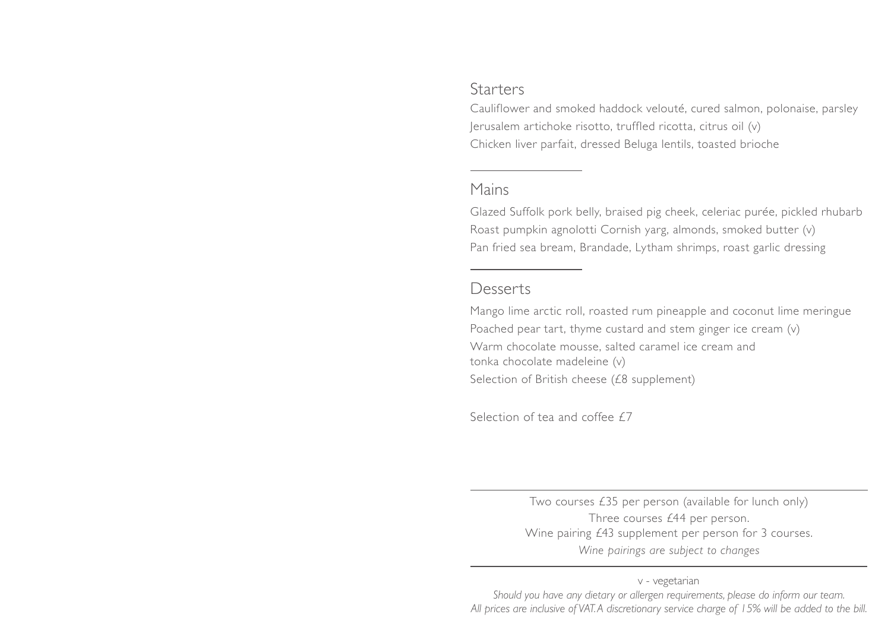## Starters

Cauliflower and smoked haddock velouté, cured salmon, polonaise, parsley

Jerusalem artichoke risotto, truffled ricotta, citrus oil (v)

Chicken liver parfait, dressed Beluga lentils, toasted brioche

---

## Mains

Glazed Suffolk pork belly, braised pig cheek, celeriac purée, pickled rhubarb

Roast pumpkin agnolotti Cornish yarg, almonds, smoked butter (v)

Pan fried sea bream, Brandade, Lytham shrimps, roast garlic dressing

---

## Desserts

Mango lime arctic roll, roasted rum pineapple and coconut lime meringue

Poached pear tart, thyme custard and stem ginger ice cream (v)

Warm chocolate mousse, salted caramel ice cream and
tonka chocolate madeleine (v)

Selection of British cheese (£8 supplement)

Selection of tea and coffee £7

---

Two courses £35 per person (available for lunch only)
Three courses £44 per person.
Wine pairing £43 supplement per person for 3 courses.
*Wine pairings are subject to changes*

---

v - vegetarian

*Should you have any dietary or allergen requirements, please do inform our team.*
*All prices are inclusive of VAT. A discretionary service charge of 15% will be added to the bill.*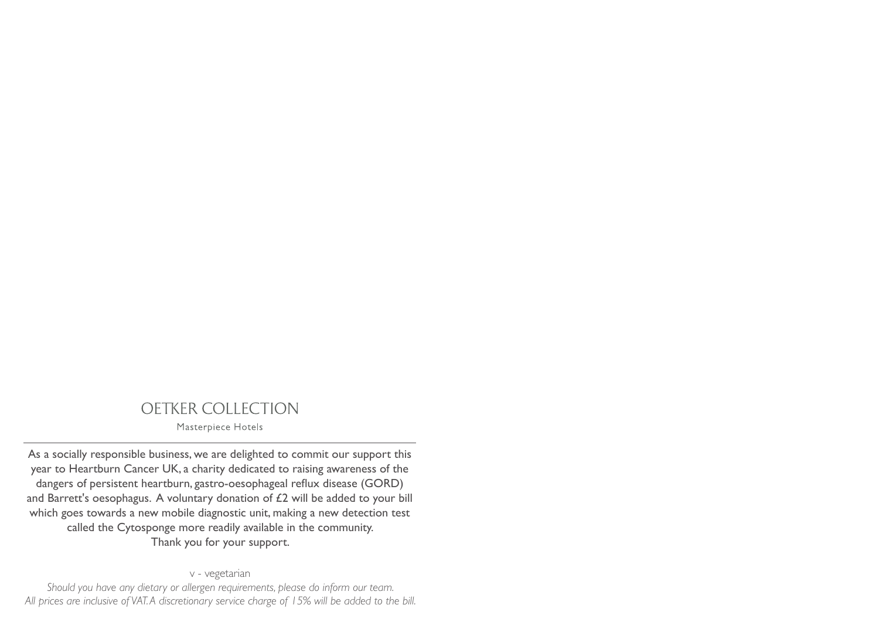# OETKER COLLECTION

Masterpiece Hotels

---

As a socially responsible business, we are delighted to commit our support this year to Heartburn Cancer UK, a charity dedicated to raising awareness of the dangers of persistent heartburn, gastro-oesophageal reflux disease (GORD) and Barrett's oesophagus. A voluntary donation of £2 will be added to your bill which goes towards a new mobile diagnostic unit, making a new detection test called the Cytosponge more readily available in the community.
Thank you for your support.

v - vegetarian

*Should you have any dietary or allergen requirements, please do inform our team.*
*All prices are inclusive of VAT. A discretionary service charge of 15% will be added to the bill.*